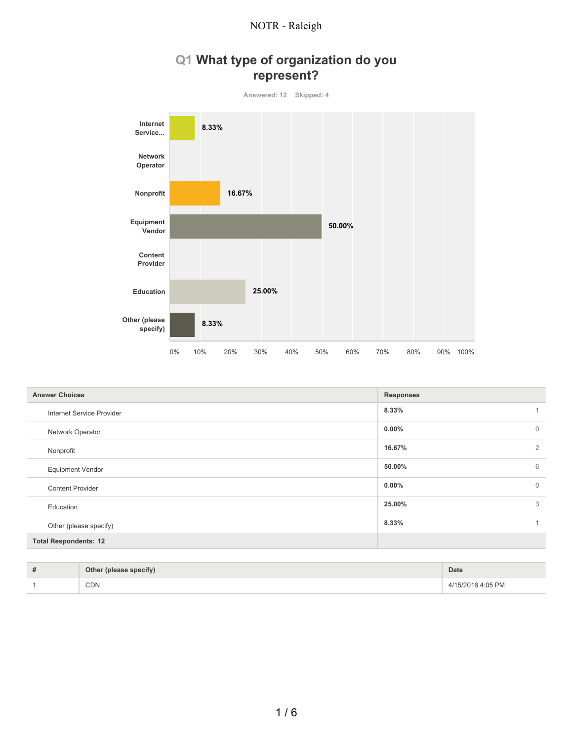# Q1 What type of organization do you represent?

Answered: 12 Skipped: 4

| Answer Choices | Responses | |
|---|---|---|
| Internet Service Provider | 8.33% | 1 |
| Network Operator | 0.00% | 0 |
| Nonprofit | 16.67% | 2 |
| Equipment Vendor | 50.00% | 6 |
| Content Provider | 0.00% | 0 |
| Education | 25.00% | 3 |
| Other (please specify) | 8.33% | 1 |
| **Total Respondents: 12** | | |

| # | Other (please specify) | Date |
|---|---|---|
| 1 | CDN | 4/15/2016 4:05 PM |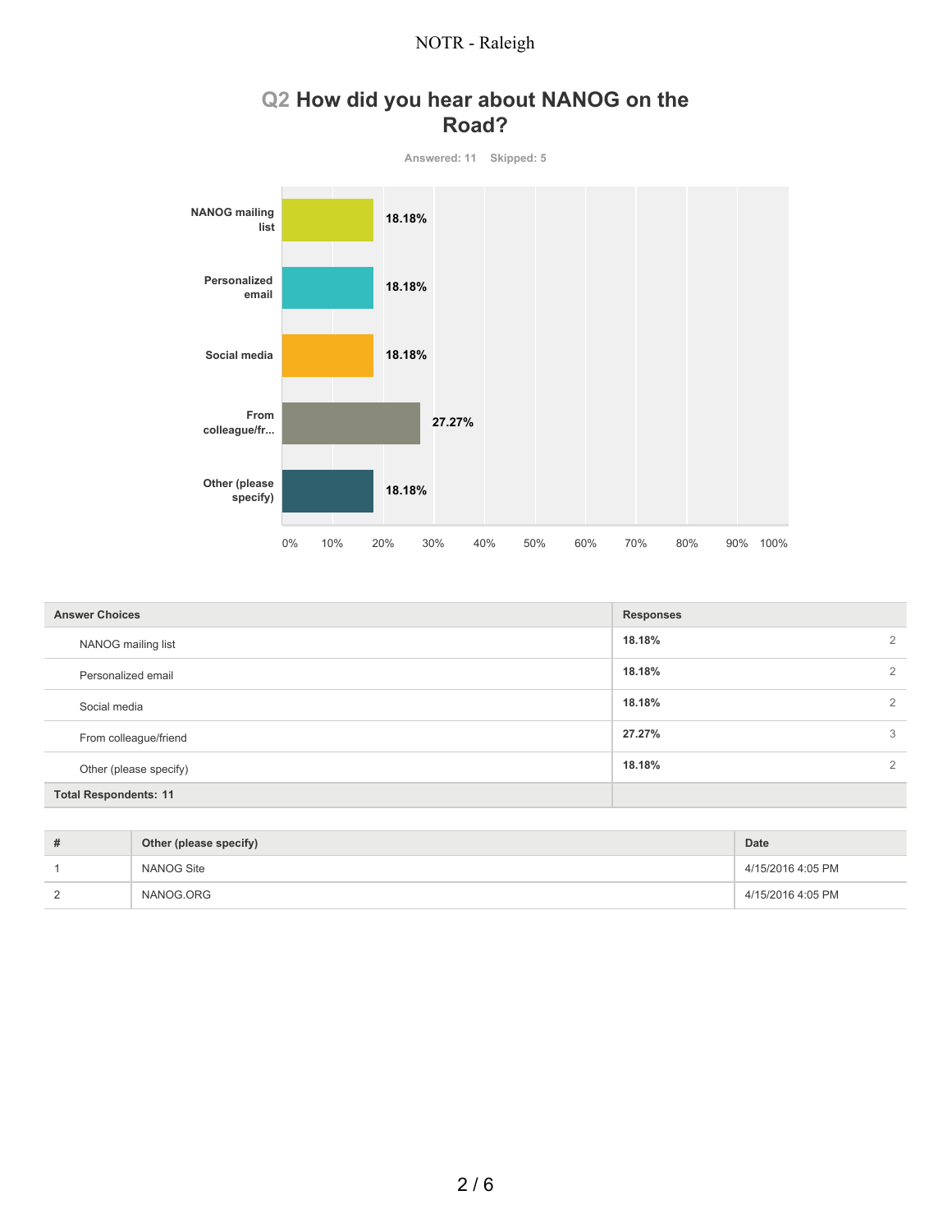## Q2 How did you hear about NANOG on the Road?

Answered: 11 Skipped: 5

| Answer Choices | Responses | |
|---|---|---|
| NANOG mailing list | 18.18% | 2 |
| Personalized email | 18.18% | 2 |
| Social media | 18.18% | 2 |
| From colleague/friend | 27.27% | 3 |
| Other (please specify) | 18.18% | 2 |
| **Total Respondents: 11** | | |

| # | Other (please specify) | Date |
|---|---|---|
| 1 | NANOG Site | 4/15/2016 4:05 PM |
| 2 | NANOG.ORG | 4/15/2016 4:05 PM |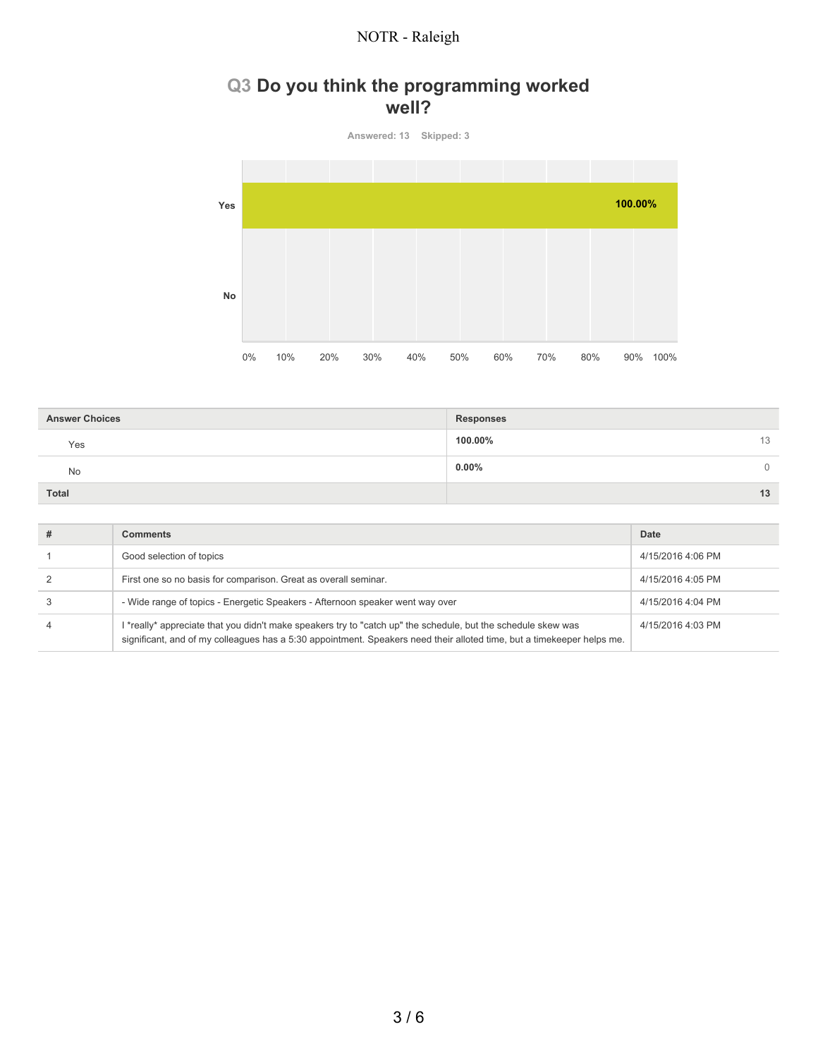## Q3 Do you think the programming worked well?

Answered: 13 Skipped: 3

| Answer Choices | Responses | |
|---|---|---|
| Yes | 100.00% | 13 |
| No | 0.00% | 0 |
| **Total** | | **13** |

| # | Comments | Date |
|---|---|---|
| 1 | Good selection of topics | 4/15/2016 4:06 PM |
| 2 | First one so no basis for comparison. Great as overall seminar. | 4/15/2016 4:05 PM |
| 3 | - Wide range of topics - Energetic Speakers - Afternoon speaker went way over | 4/15/2016 4:04 PM |
| 4 | I *really* appreciate that you didn't make speakers try to "catch up" the schedule, but the schedule skew was significant, and of my colleagues has a 5:30 appointment. Speakers need their alloted time, but a timekeeper helps me. | 4/15/2016 4:03 PM |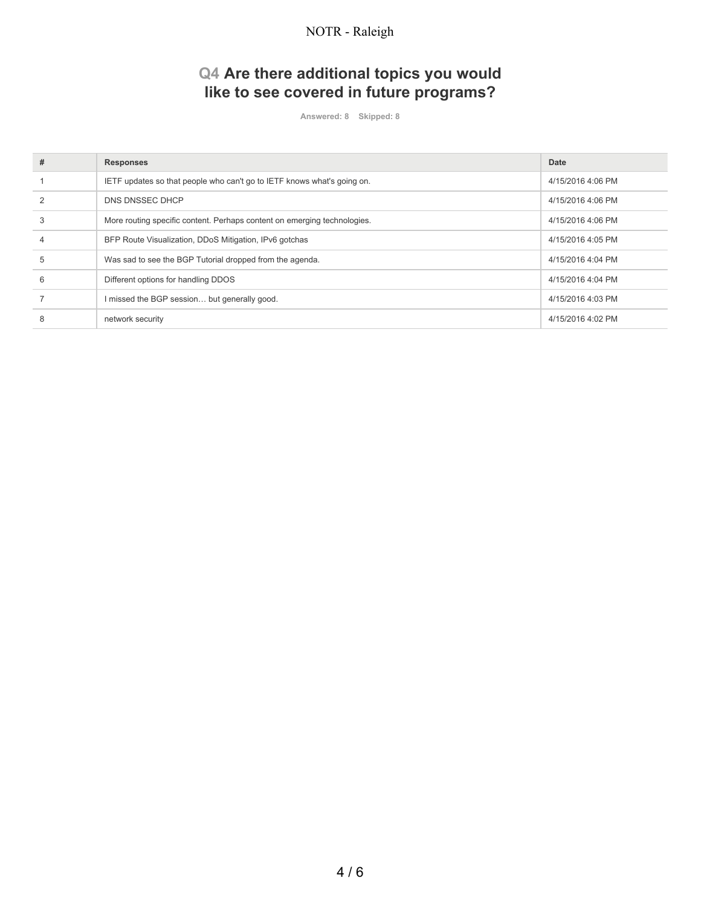## Q4 Are there additional topics you would like to see covered in future programs?

Answered: 8 Skipped: 8

| # | Responses | Date |
|---|---|---|
| 1 | IETF updates so that people who can't go to IETF knows what's going on. | 4/15/2016 4:06 PM |
| 2 | DNS DNSSEC DHCP | 4/15/2016 4:06 PM |
| 3 | More routing specific content. Perhaps content on emerging technologies. | 4/15/2016 4:06 PM |
| 4 | BFP Route Visualization, DDoS Mitigation, IPv6 gotchas | 4/15/2016 4:05 PM |
| 5 | Was sad to see the BGP Tutorial dropped from the agenda. | 4/15/2016 4:04 PM |
| 6 | Different options for handling DDOS | 4/15/2016 4:04 PM |
| 7 | I missed the BGP session… but generally good. | 4/15/2016 4:03 PM |
| 8 | network security | 4/15/2016 4:02 PM |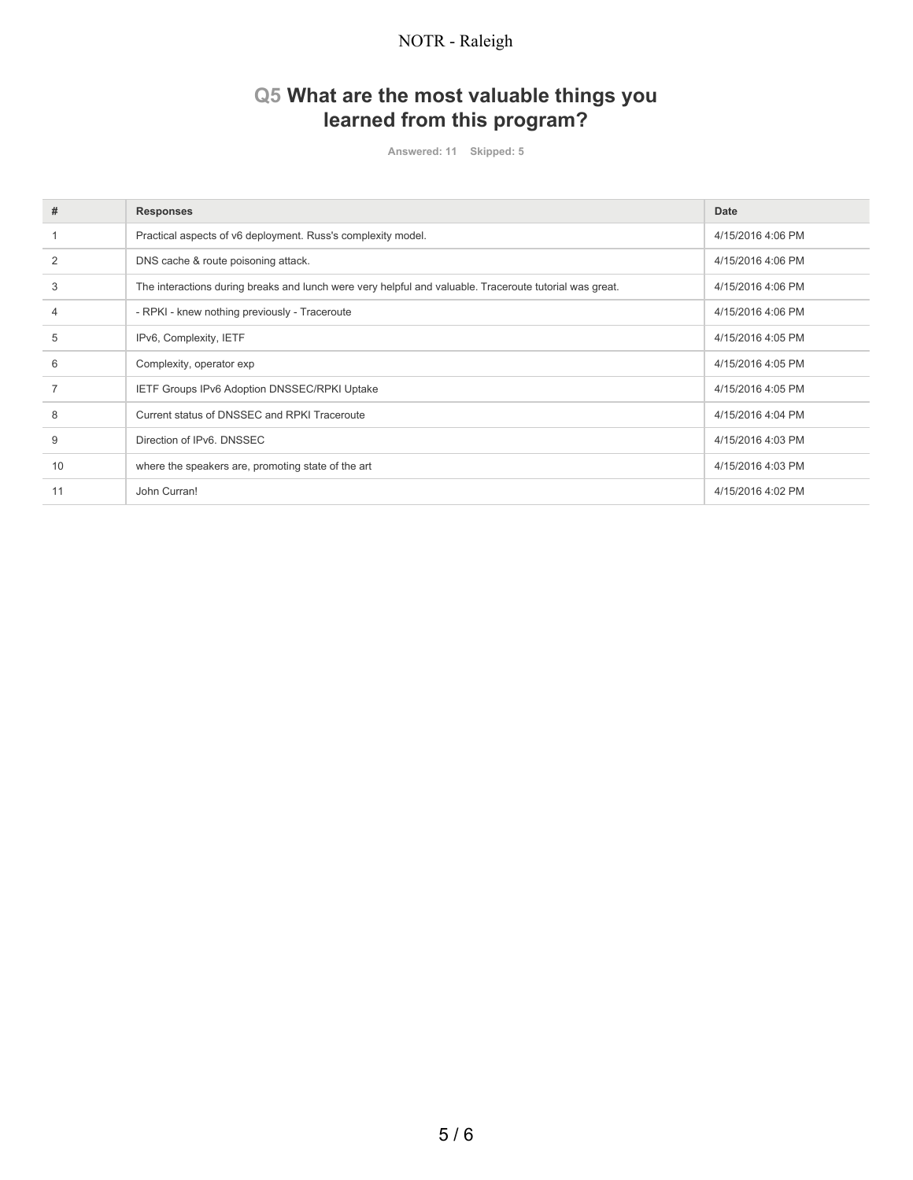## Q5 What are the most valuable things you learned from this program?

Answered: 11 Skipped: 5

| # | Responses | Date |
|---|---|---|
| 1 | Practical aspects of v6 deployment. Russ's complexity model. | 4/15/2016 4:06 PM |
| 2 | DNS cache & route poisoning attack. | 4/15/2016 4:06 PM |
| 3 | The interactions during breaks and lunch were very helpful and valuable. Traceroute tutorial was great. | 4/15/2016 4:06 PM |
| 4 | - RPKI - knew nothing previously - Traceroute | 4/15/2016 4:06 PM |
| 5 | IPv6, Complexity, IETF | 4/15/2016 4:05 PM |
| 6 | Complexity, operator exp | 4/15/2016 4:05 PM |
| 7 | IETF Groups IPv6 Adoption DNSSEC/RPKI Uptake | 4/15/2016 4:05 PM |
| 8 | Current status of DNSSEC and RPKI Traceroute | 4/15/2016 4:04 PM |
| 9 | Direction of IPv6. DNSSEC | 4/15/2016 4:03 PM |
| 10 | where the speakers are, promoting state of the art | 4/15/2016 4:03 PM |
| 11 | John Curran! | 4/15/2016 4:02 PM |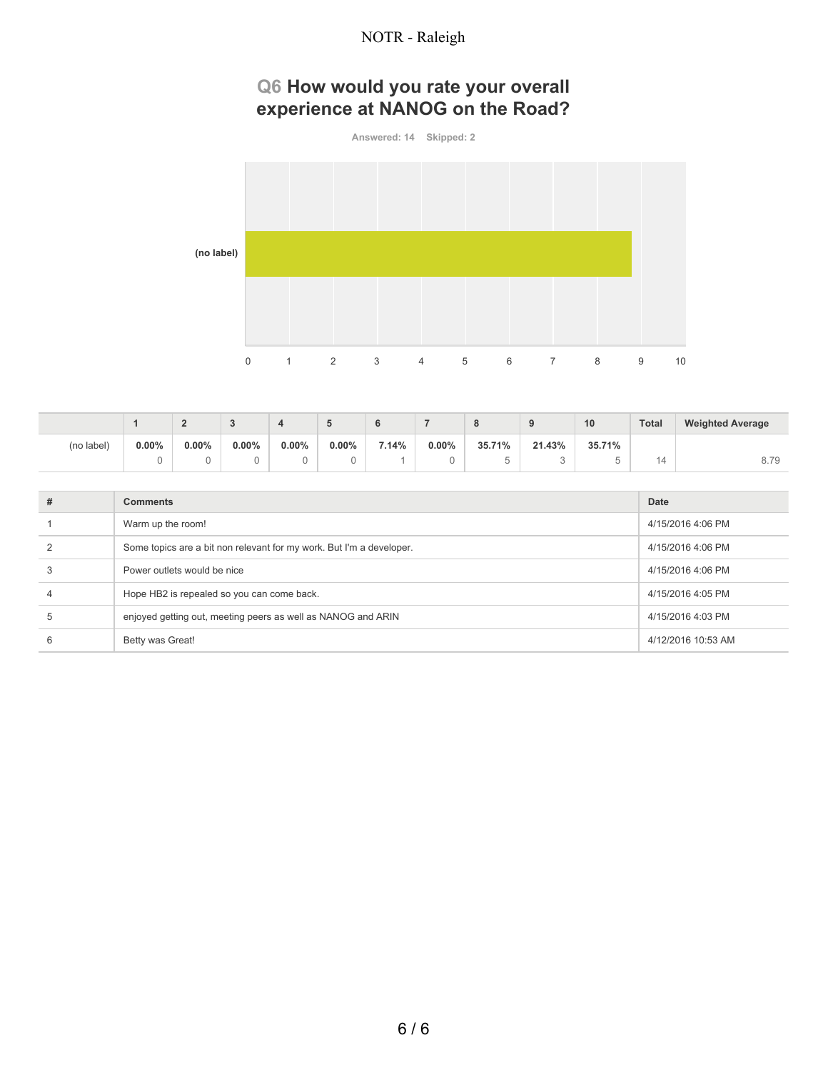## Q6 How would you rate your overall experience at NANOG on the Road?

Answered: 14 Skipped: 2

(no label)

0 1 2 3 4 5 6 7 8 9 10

| | 1 | 2 | 3 | 4 | 5 | 6 | 7 | 8 | 9 | 10 | Total | Weighted Average |
|---|---|---|---|---|---|---|---|---|---|---|---|---|
| (no label) | **0.00%** 0 | **0.00%** 0 | **0.00%** 0 | **0.00%** 0 | **0.00%** 0 | **7.14%** 1 | **0.00%** 0 | **35.71%** 5 | **21.43%** 3 | **35.71%** 5 | 14 | 8.79 |

| # | Comments | Date |
|---|---|---|
| 1 | Warm up the room! | 4/15/2016 4:06 PM |
| 2 | Some topics are a bit non relevant for my work. But I'm a developer. | 4/15/2016 4:06 PM |
| 3 | Power outlets would be nice | 4/15/2016 4:06 PM |
| 4 | Hope HB2 is repealed so you can come back. | 4/15/2016 4:05 PM |
| 5 | enjoyed getting out, meeting peers as well as NANOG and ARIN | 4/15/2016 4:03 PM |
| 6 | Betty was Great! | 4/12/2016 10:53 AM |